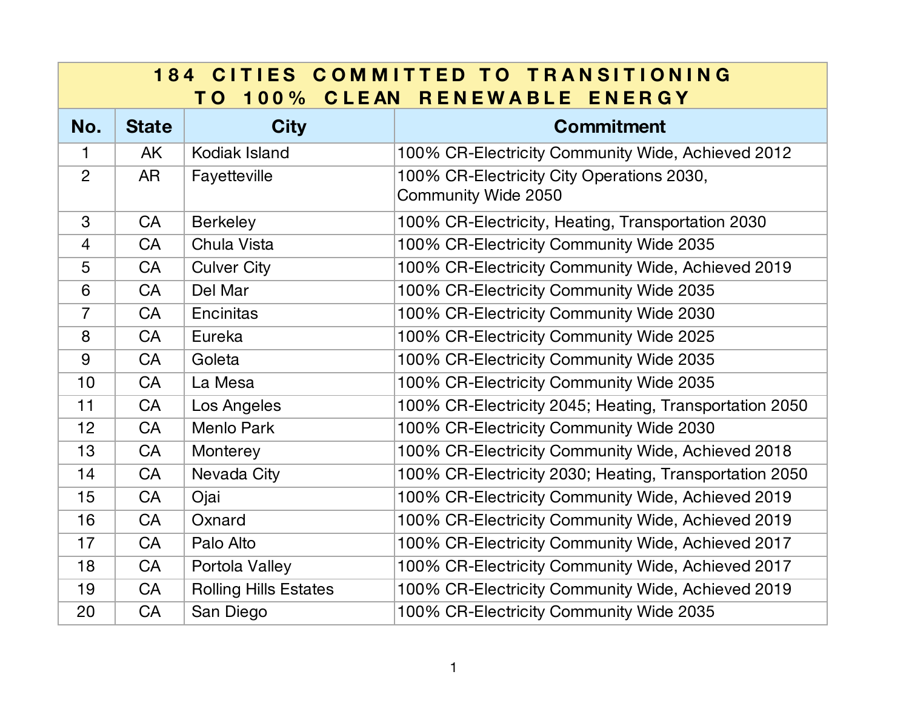| 184 CITIES COMMITTED TO TRANSITIONING TO 100% CLEAN RENEWABLE ENERGY | | | |
|---|---|---|---|
| **No.** | **State** | **City** | **Commitment** |
| 1 | AK | Kodiak Island | 100% CR-Electricity Community Wide, Achieved 2012 |
| 2 | AR | Fayetteville | 100% CR-Electricity City Operations 2030, Community Wide 2050 |
| 3 | CA | Berkeley | 100% CR-Electricity, Heating, Transportation 2030 |
| 4 | CA | Chula Vista | 100% CR-Electricity Community Wide 2035 |
| 5 | CA | Culver City | 100% CR-Electricity Community Wide, Achieved 2019 |
| 6 | CA | Del Mar | 100% CR-Electricity Community Wide 2035 |
| 7 | CA | Encinitas | 100% CR-Electricity Community Wide 2030 |
| 8 | CA | Eureka | 100% CR-Electricity Community Wide 2025 |
| 9 | CA | Goleta | 100% CR-Electricity Community Wide 2035 |
| 10 | CA | La Mesa | 100% CR-Electricity Community Wide 2035 |
| 11 | CA | Los Angeles | 100% CR-Electricity 2045; Heating, Transportation 2050 |
| 12 | CA | Menlo Park | 100% CR-Electricity Community Wide 2030 |
| 13 | CA | Monterey | 100% CR-Electricity Community Wide, Achieved 2018 |
| 14 | CA | Nevada City | 100% CR-Electricity 2030; Heating, Transportation 2050 |
| 15 | CA | Ojai | 100% CR-Electricity Community Wide, Achieved 2019 |
| 16 | CA | Oxnard | 100% CR-Electricity Community Wide, Achieved 2019 |
| 17 | CA | Palo Alto | 100% CR-Electricity Community Wide, Achieved 2017 |
| 18 | CA | Portola Valley | 100% CR-Electricity Community Wide, Achieved 2017 |
| 19 | CA | Rolling Hills Estates | 100% CR-Electricity Community Wide, Achieved 2019 |
| 20 | CA | San Diego | 100% CR-Electricity Community Wide 2035 |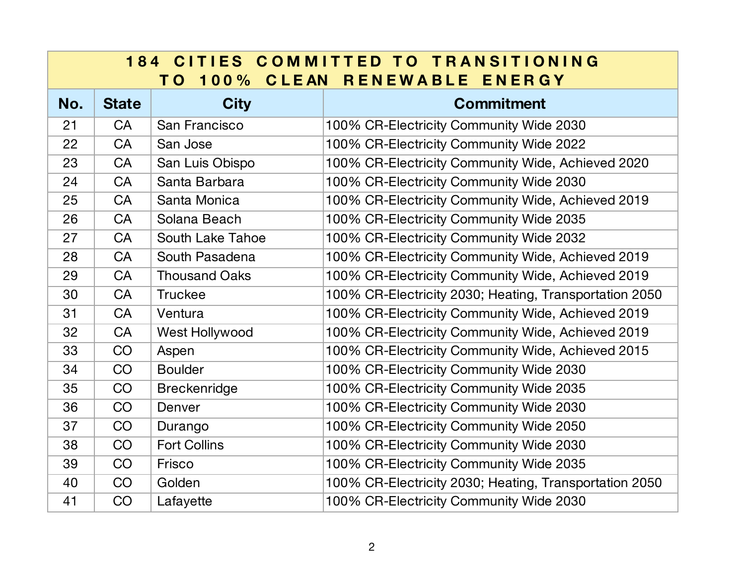| 184 CITIES COMMITTED TO TRANSITIONING TO 100% CLEAN RENEWABLE ENERGY | | | |
|---|---|---|---|
| **No.** | **State** | **City** | **Commitment** |
| 21 | CA | San Francisco | 100% CR-Electricity Community Wide 2030 |
| 22 | CA | San Jose | 100% CR-Electricity Community Wide 2022 |
| 23 | CA | San Luis Obispo | 100% CR-Electricity Community Wide, Achieved 2020 |
| 24 | CA | Santa Barbara | 100% CR-Electricity Community Wide 2030 |
| 25 | CA | Santa Monica | 100% CR-Electricity Community Wide, Achieved 2019 |
| 26 | CA | Solana Beach | 100% CR-Electricity Community Wide 2035 |
| 27 | CA | South Lake Tahoe | 100% CR-Electricity Community Wide 2032 |
| 28 | CA | South Pasadena | 100% CR-Electricity Community Wide, Achieved 2019 |
| 29 | CA | Thousand Oaks | 100% CR-Electricity Community Wide, Achieved 2019 |
| 30 | CA | Truckee | 100% CR-Electricity 2030; Heating, Transportation 2050 |
| 31 | CA | Ventura | 100% CR-Electricity Community Wide, Achieved 2019 |
| 32 | CA | West Hollywood | 100% CR-Electricity Community Wide, Achieved 2019 |
| 33 | CO | Aspen | 100% CR-Electricity Community Wide, Achieved 2015 |
| 34 | CO | Boulder | 100% CR-Electricity Community Wide 2030 |
| 35 | CO | Breckenridge | 100% CR-Electricity Community Wide 2035 |
| 36 | CO | Denver | 100% CR-Electricity Community Wide 2030 |
| 37 | CO | Durango | 100% CR-Electricity Community Wide 2050 |
| 38 | CO | Fort Collins | 100% CR-Electricity Community Wide 2030 |
| 39 | CO | Frisco | 100% CR-Electricity Community Wide 2035 |
| 40 | CO | Golden | 100% CR-Electricity 2030; Heating, Transportation 2050 |
| 41 | CO | Lafayette | 100% CR-Electricity Community Wide 2030 |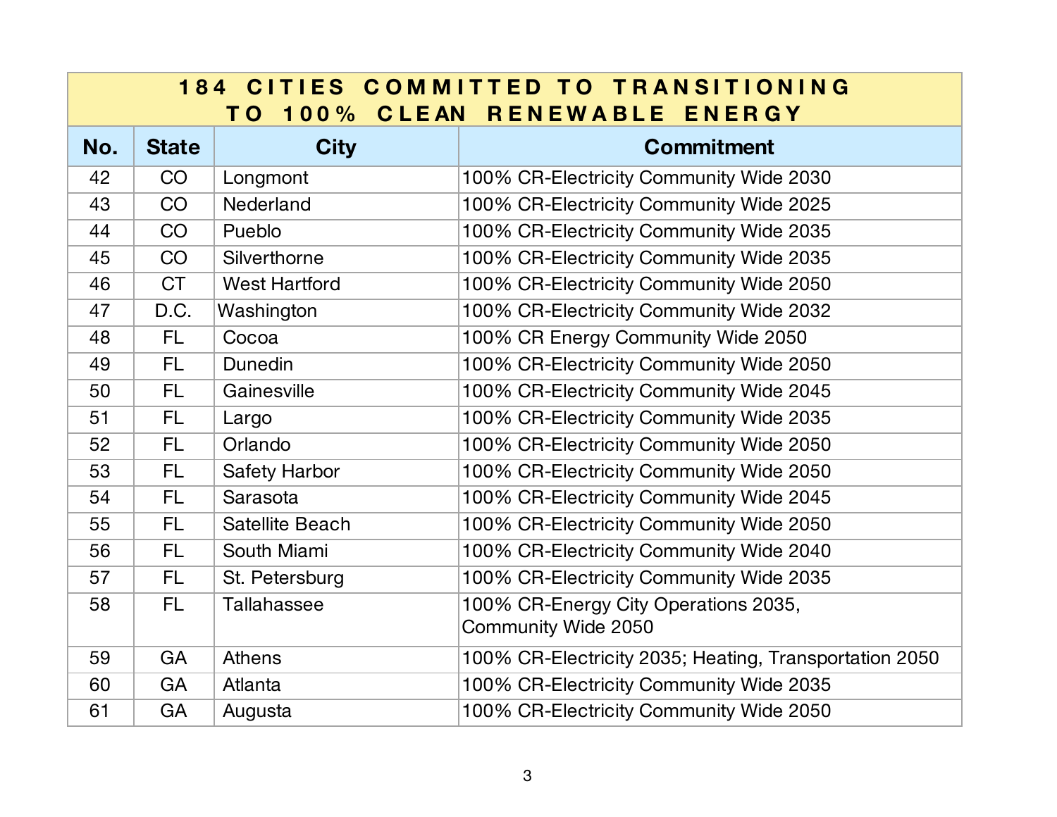| 184 CITIES COMMITTED TO TRANSITIONING TO 100% CLEAN RENEWABLE ENERGY | | | |
|---|---|---|---|
| **No.** | **State** | **City** | **Commitment** |
| 42 | CO | Longmont | 100% CR-Electricity Community Wide 2030 |
| 43 | CO | Nederland | 100% CR-Electricity Community Wide 2025 |
| 44 | CO | Pueblo | 100% CR-Electricity Community Wide 2035 |
| 45 | CO | Silverthorne | 100% CR-Electricity Community Wide 2035 |
| 46 | CT | West Hartford | 100% CR-Electricity Community Wide 2050 |
| 47 | D.C. | Washington | 100% CR-Electricity Community Wide 2032 |
| 48 | FL | Cocoa | 100% CR Energy Community Wide 2050 |
| 49 | FL | Dunedin | 100% CR-Electricity Community Wide 2050 |
| 50 | FL | Gainesville | 100% CR-Electricity Community Wide 2045 |
| 51 | FL | Largo | 100% CR-Electricity Community Wide 2035 |
| 52 | FL | Orlando | 100% CR-Electricity Community Wide 2050 |
| 53 | FL | Safety Harbor | 100% CR-Electricity Community Wide 2050 |
| 54 | FL | Sarasota | 100% CR-Electricity Community Wide 2045 |
| 55 | FL | Satellite Beach | 100% CR-Electricity Community Wide 2050 |
| 56 | FL | South Miami | 100% CR-Electricity Community Wide 2040 |
| 57 | FL | St. Petersburg | 100% CR-Electricity Community Wide 2035 |
| 58 | FL | Tallahassee | 100% CR-Energy City Operations 2035, Community Wide 2050 |
| 59 | GA | Athens | 100% CR-Electricity 2035; Heating, Transportation 2050 |
| 60 | GA | Atlanta | 100% CR-Electricity Community Wide 2035 |
| 61 | GA | Augusta | 100% CR-Electricity Community Wide 2050 |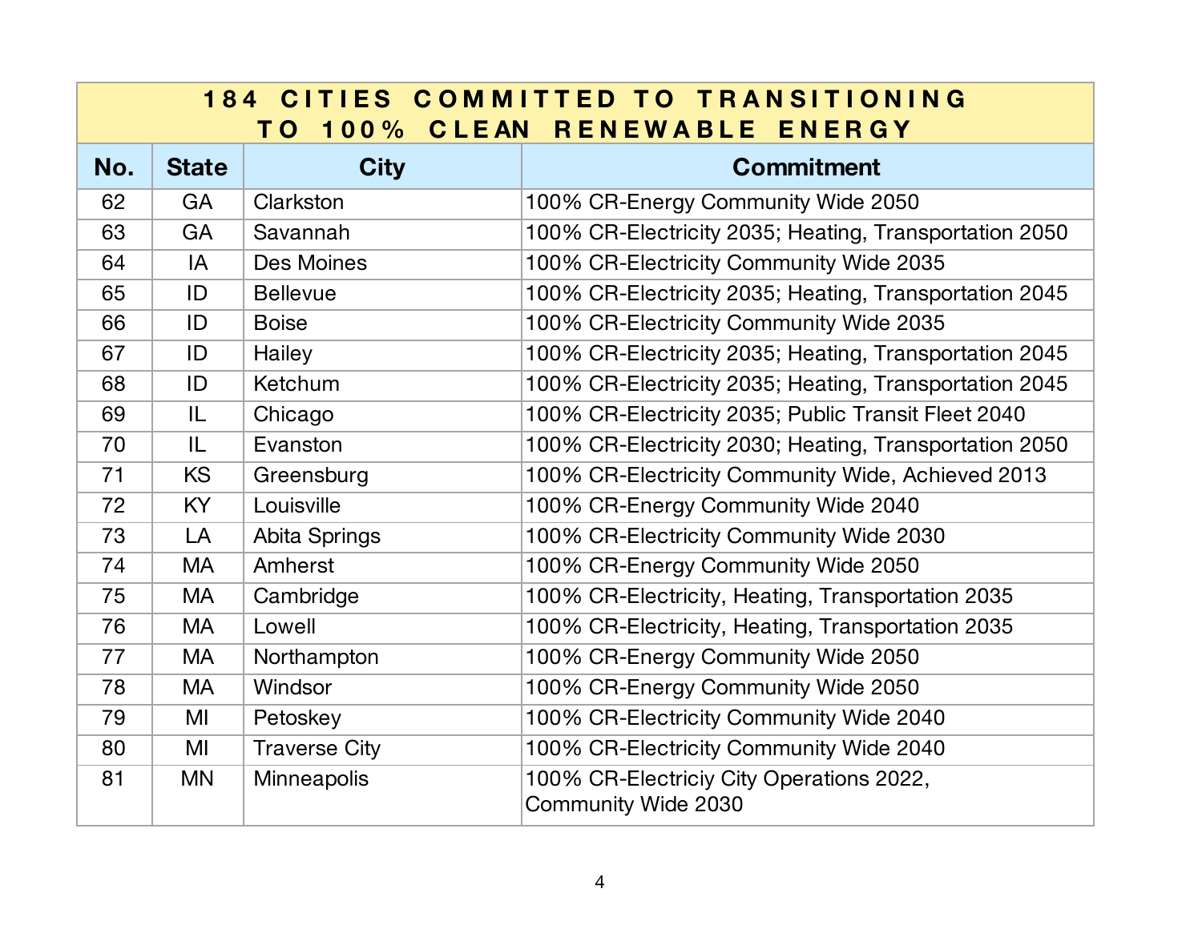| 184 CITIES COMMITTED TO TRANSITIONING TO 100% CLEAN RENEWABLE ENERGY | | | |
|---|---|---|---|
| **No.** | **State** | **City** | **Commitment** |
| 62 | GA | Clarkston | 100% CR-Energy Community Wide 2050 |
| 63 | GA | Savannah | 100% CR-Electricity 2035; Heating, Transportation 2050 |
| 64 | IA | Des Moines | 100% CR-Electricity Community Wide 2035 |
| 65 | ID | Bellevue | 100% CR-Electricity 2035; Heating, Transportation 2045 |
| 66 | ID | Boise | 100% CR-Electricity Community Wide 2035 |
| 67 | ID | Hailey | 100% CR-Electricity 2035; Heating, Transportation 2045 |
| 68 | ID | Ketchum | 100% CR-Electricity 2035; Heating, Transportation 2045 |
| 69 | IL | Chicago | 100% CR-Electricity 2035; Public Transit Fleet 2040 |
| 70 | IL | Evanston | 100% CR-Electricity 2030; Heating, Transportation 2050 |
| 71 | KS | Greensburg | 100% CR-Electricity Community Wide, Achieved 2013 |
| 72 | KY | Louisville | 100% CR-Energy Community Wide 2040 |
| 73 | LA | Abita Springs | 100% CR-Electricity Community Wide 2030 |
| 74 | MA | Amherst | 100% CR-Energy Community Wide 2050 |
| 75 | MA | Cambridge | 100% CR-Electricity, Heating, Transportation 2035 |
| 76 | MA | Lowell | 100% CR-Electricity, Heating, Transportation 2035 |
| 77 | MA | Northampton | 100% CR-Energy Community Wide 2050 |
| 78 | MA | Windsor | 100% CR-Energy Community Wide 2050 |
| 79 | MI | Petoskey | 100% CR-Electricity Community Wide 2040 |
| 80 | MI | Traverse City | 100% CR-Electricity Community Wide 2040 |
| 81 | MN | Minneapolis | 100% CR-Electriciy City Operations 2022, Community Wide 2030 |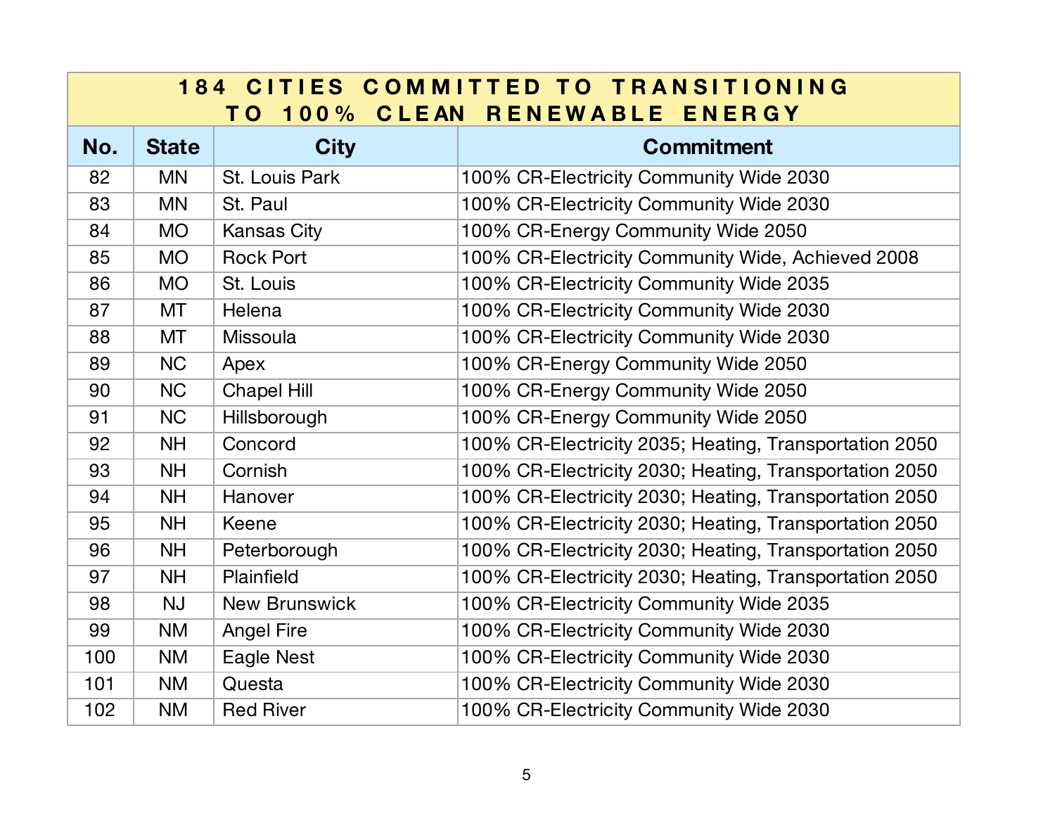| 184 CITIES COMMITTED TO TRANSITIONING TO 100% CLEAN RENEWABLE ENERGY | | | |
|---|---|---|---|
| **No.** | **State** | **City** | **Commitment** |
| 82 | MN | St. Louis Park | 100% CR-Electricity Community Wide 2030 |
| 83 | MN | St. Paul | 100% CR-Electricity Community Wide 2030 |
| 84 | MO | Kansas City | 100% CR-Energy Community Wide 2050 |
| 85 | MO | Rock Port | 100% CR-Electricity Community Wide, Achieved 2008 |
| 86 | MO | St. Louis | 100% CR-Electricity Community Wide 2035 |
| 87 | MT | Helena | 100% CR-Electricity Community Wide 2030 |
| 88 | MT | Missoula | 100% CR-Electricity Community Wide 2030 |
| 89 | NC | Apex | 100% CR-Energy Community Wide 2050 |
| 90 | NC | Chapel Hill | 100% CR-Energy Community Wide 2050 |
| 91 | NC | Hillsborough | 100% CR-Energy Community Wide 2050 |
| 92 | NH | Concord | 100% CR-Electricity 2035; Heating, Transportation 2050 |
| 93 | NH | Cornish | 100% CR-Electricity 2030; Heating, Transportation 2050 |
| 94 | NH | Hanover | 100% CR-Electricity 2030; Heating, Transportation 2050 |
| 95 | NH | Keene | 100% CR-Electricity 2030; Heating, Transportation 2050 |
| 96 | NH | Peterborough | 100% CR-Electricity 2030; Heating, Transportation 2050 |
| 97 | NH | Plainfield | 100% CR-Electricity 2030; Heating, Transportation 2050 |
| 98 | NJ | New Brunswick | 100% CR-Electricity Community Wide 2035 |
| 99 | NM | Angel Fire | 100% CR-Electricity Community Wide 2030 |
| 100 | NM | Eagle Nest | 100% CR-Electricity Community Wide 2030 |
| 101 | NM | Questa | 100% CR-Electricity Community Wide 2030 |
| 102 | NM | Red River | 100% CR-Electricity Community Wide 2030 |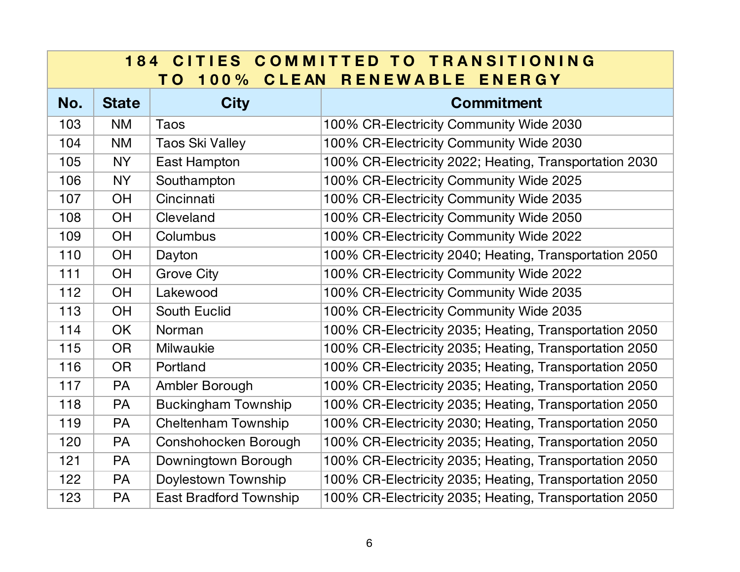| 184 CITIES COMMITTED TO TRANSITIONING TO 100% CLEAN RENEWABLE ENERGY | | | |
|---|---|---|---|
| **No.** | **State** | **City** | **Commitment** |
| 103 | NM | Taos | 100% CR-Electricity Community Wide 2030 |
| 104 | NM | Taos Ski Valley | 100% CR-Electricity Community Wide 2030 |
| 105 | NY | East Hampton | 100% CR-Electricity 2022; Heating, Transportation 2030 |
| 106 | NY | Southampton | 100% CR-Electricity Community Wide 2025 |
| 107 | OH | Cincinnati | 100% CR-Electricity Community Wide 2035 |
| 108 | OH | Cleveland | 100% CR-Electricity Community Wide 2050 |
| 109 | OH | Columbus | 100% CR-Electricity Community Wide 2022 |
| 110 | OH | Dayton | 100% CR-Electricity 2040; Heating, Transportation 2050 |
| 111 | OH | Grove City | 100% CR-Electricity Community Wide 2022 |
| 112 | OH | Lakewood | 100% CR-Electricity Community Wide 2035 |
| 113 | OH | South Euclid | 100% CR-Electricity Community Wide 2035 |
| 114 | OK | Norman | 100% CR-Electricity 2035; Heating, Transportation 2050 |
| 115 | OR | Milwaukie | 100% CR-Electricity 2035; Heating, Transportation 2050 |
| 116 | OR | Portland | 100% CR-Electricity 2035; Heating, Transportation 2050 |
| 117 | PA | Ambler Borough | 100% CR-Electricity 2035; Heating, Transportation 2050 |
| 118 | PA | Buckingham Township | 100% CR-Electricity 2035; Heating, Transportation 2050 |
| 119 | PA | Cheltenham Township | 100% CR-Electricity 2030; Heating, Transportation 2050 |
| 120 | PA | Conshohocken Borough | 100% CR-Electricity 2035; Heating, Transportation 2050 |
| 121 | PA | Downingtown Borough | 100% CR-Electricity 2035; Heating, Transportation 2050 |
| 122 | PA | Doylestown Township | 100% CR-Electricity 2035; Heating, Transportation 2050 |
| 123 | PA | East Bradford Township | 100% CR-Electricity 2035; Heating, Transportation 2050 |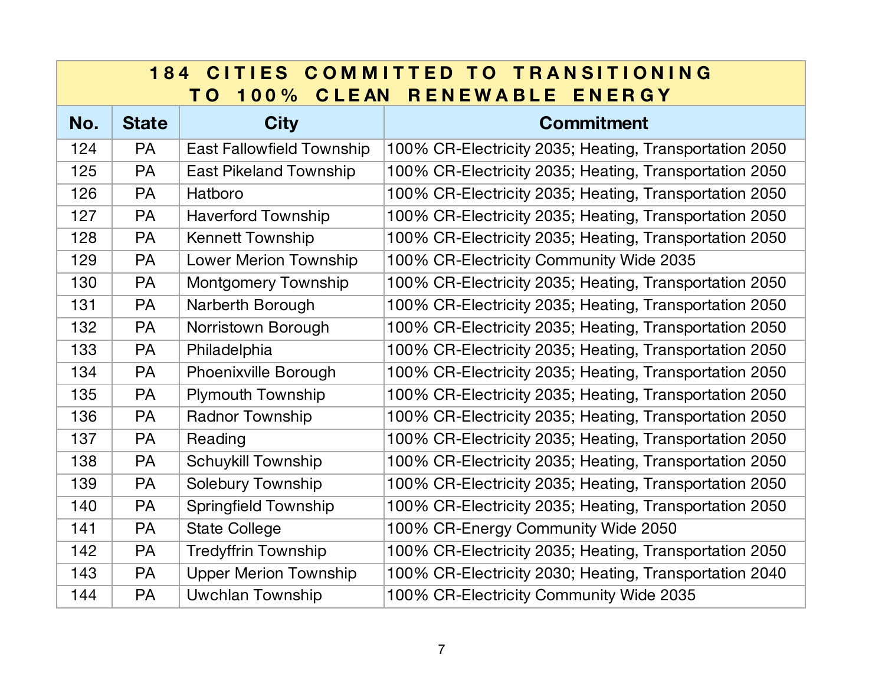| 184 CITIES COMMITTED TO TRANSITIONING TO 100% CLEAN RENEWABLE ENERGY | | | |
|---|---|---|---|
| **No.** | **State** | **City** | **Commitment** |
| 124 | PA | East Fallowfield Township | 100% CR-Electricity 2035; Heating, Transportation 2050 |
| 125 | PA | East Pikeland Township | 100% CR-Electricity 2035; Heating, Transportation 2050 |
| 126 | PA | Hatboro | 100% CR-Electricity 2035; Heating, Transportation 2050 |
| 127 | PA | Haverford Township | 100% CR-Electricity 2035; Heating, Transportation 2050 |
| 128 | PA | Kennett Township | 100% CR-Electricity 2035; Heating, Transportation 2050 |
| 129 | PA | Lower Merion Township | 100% CR-Electricity Community Wide 2035 |
| 130 | PA | Montgomery Township | 100% CR-Electricity 2035; Heating, Transportation 2050 |
| 131 | PA | Narberth Borough | 100% CR-Electricity 2035; Heating, Transportation 2050 |
| 132 | PA | Norristown Borough | 100% CR-Electricity 2035; Heating, Transportation 2050 |
| 133 | PA | Philadelphia | 100% CR-Electricity 2035; Heating, Transportation 2050 |
| 134 | PA | Phoenixville Borough | 100% CR-Electricity 2035; Heating, Transportation 2050 |
| 135 | PA | Plymouth Township | 100% CR-Electricity 2035; Heating, Transportation 2050 |
| 136 | PA | Radnor Township | 100% CR-Electricity 2035; Heating, Transportation 2050 |
| 137 | PA | Reading | 100% CR-Electricity 2035; Heating, Transportation 2050 |
| 138 | PA | Schuykill Township | 100% CR-Electricity 2035; Heating, Transportation 2050 |
| 139 | PA | Solebury Township | 100% CR-Electricity 2035; Heating, Transportation 2050 |
| 140 | PA | Springfield Township | 100% CR-Electricity 2035; Heating, Transportation 2050 |
| 141 | PA | State College | 100% CR-Energy Community Wide 2050 |
| 142 | PA | Tredyffrin Township | 100% CR-Electricity 2035; Heating, Transportation 2050 |
| 143 | PA | Upper Merion Township | 100% CR-Electricity 2030; Heating, Transportation 2040 |
| 144 | PA | Uwchlan Township | 100% CR-Electricity Community Wide 2035 |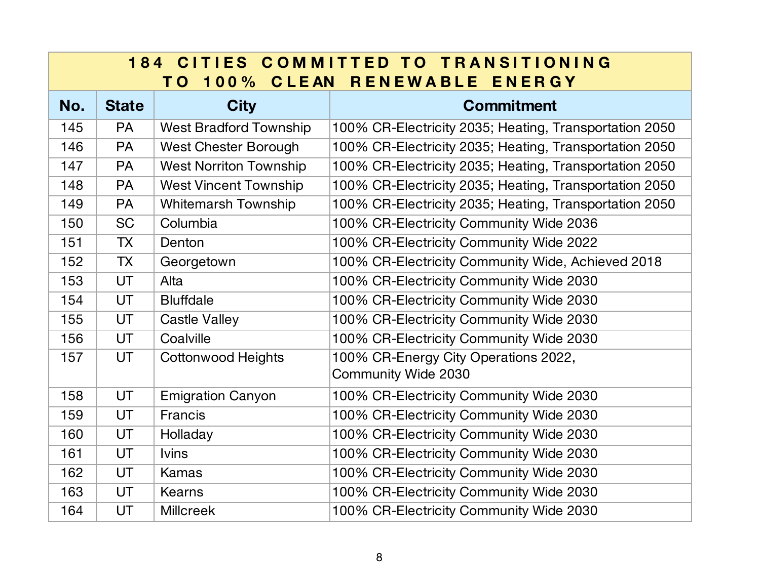| 184 CITIES COMMITTED TO TRANSITIONING TO 100% CLEAN RENEWABLE ENERGY | | | |
|---|---|---|---|
| **No.** | **State** | **City** | **Commitment** |
| 145 | PA | West Bradford Township | 100% CR-Electricity 2035; Heating, Transportation 2050 |
| 146 | PA | West Chester Borough | 100% CR-Electricity 2035; Heating, Transportation 2050 |
| 147 | PA | West Norriton Township | 100% CR-Electricity 2035; Heating, Transportation 2050 |
| 148 | PA | West Vincent Township | 100% CR-Electricity 2035; Heating, Transportation 2050 |
| 149 | PA | Whitemarsh Township | 100% CR-Electricity 2035; Heating, Transportation 2050 |
| 150 | SC | Columbia | 100% CR-Electricity Community Wide 2036 |
| 151 | TX | Denton | 100% CR-Electricity Community Wide 2022 |
| 152 | TX | Georgetown | 100% CR-Electricity Community Wide, Achieved 2018 |
| 153 | UT | Alta | 100% CR-Electricity Community Wide 2030 |
| 154 | UT | Bluffdale | 100% CR-Electricity Community Wide 2030 |
| 155 | UT | Castle Valley | 100% CR-Electricity Community Wide 2030 |
| 156 | UT | Coalville | 100% CR-Electricity Community Wide 2030 |
| 157 | UT | Cottonwood Heights | 100% CR-Energy City Operations 2022, Community Wide 2030 |
| 158 | UT | Emigration Canyon | 100% CR-Electricity Community Wide 2030 |
| 159 | UT | Francis | 100% CR-Electricity Community Wide 2030 |
| 160 | UT | Holladay | 100% CR-Electricity Community Wide 2030 |
| 161 | UT | Ivins | 100% CR-Electricity Community Wide 2030 |
| 162 | UT | Kamas | 100% CR-Electricity Community Wide 2030 |
| 163 | UT | Kearns | 100% CR-Electricity Community Wide 2030 |
| 164 | UT | Millcreek | 100% CR-Electricity Community Wide 2030 |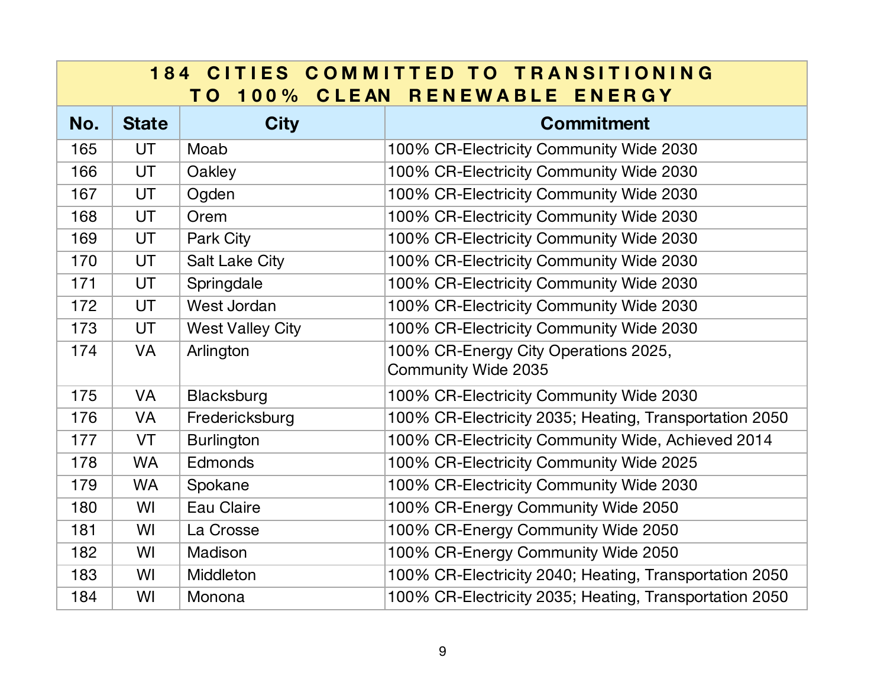| 184 CITIES COMMITTED TO TRANSITIONING TO 100% CLEAN RENEWABLE ENERGY | | | |
|---|---|---|---|
| **No.** | **State** | **City** | **Commitment** |
| 165 | UT | Moab | 100% CR-Electricity Community Wide 2030 |
| 166 | UT | Oakley | 100% CR-Electricity Community Wide 2030 |
| 167 | UT | Ogden | 100% CR-Electricity Community Wide 2030 |
| 168 | UT | Orem | 100% CR-Electricity Community Wide 2030 |
| 169 | UT | Park City | 100% CR-Electricity Community Wide 2030 |
| 170 | UT | Salt Lake City | 100% CR-Electricity Community Wide 2030 |
| 171 | UT | Springdale | 100% CR-Electricity Community Wide 2030 |
| 172 | UT | West Jordan | 100% CR-Electricity Community Wide 2030 |
| 173 | UT | West Valley City | 100% CR-Electricity Community Wide 2030 |
| 174 | VA | Arlington | 100% CR-Energy City Operations 2025, Community Wide 2035 |
| 175 | VA | Blacksburg | 100% CR-Electricity Community Wide 2030 |
| 176 | VA | Fredericksburg | 100% CR-Electricity 2035; Heating, Transportation 2050 |
| 177 | VT | Burlington | 100% CR-Electricity Community Wide, Achieved 2014 |
| 178 | WA | Edmonds | 100% CR-Electricity Community Wide 2025 |
| 179 | WA | Spokane | 100% CR-Electricity Community Wide 2030 |
| 180 | WI | Eau Claire | 100% CR-Energy Community Wide 2050 |
| 181 | WI | La Crosse | 100% CR-Energy Community Wide 2050 |
| 182 | WI | Madison | 100% CR-Energy Community Wide 2050 |
| 183 | WI | Middleton | 100% CR-Electricity 2040; Heating, Transportation 2050 |
| 184 | WI | Monona | 100% CR-Electricity 2035; Heating, Transportation 2050 |